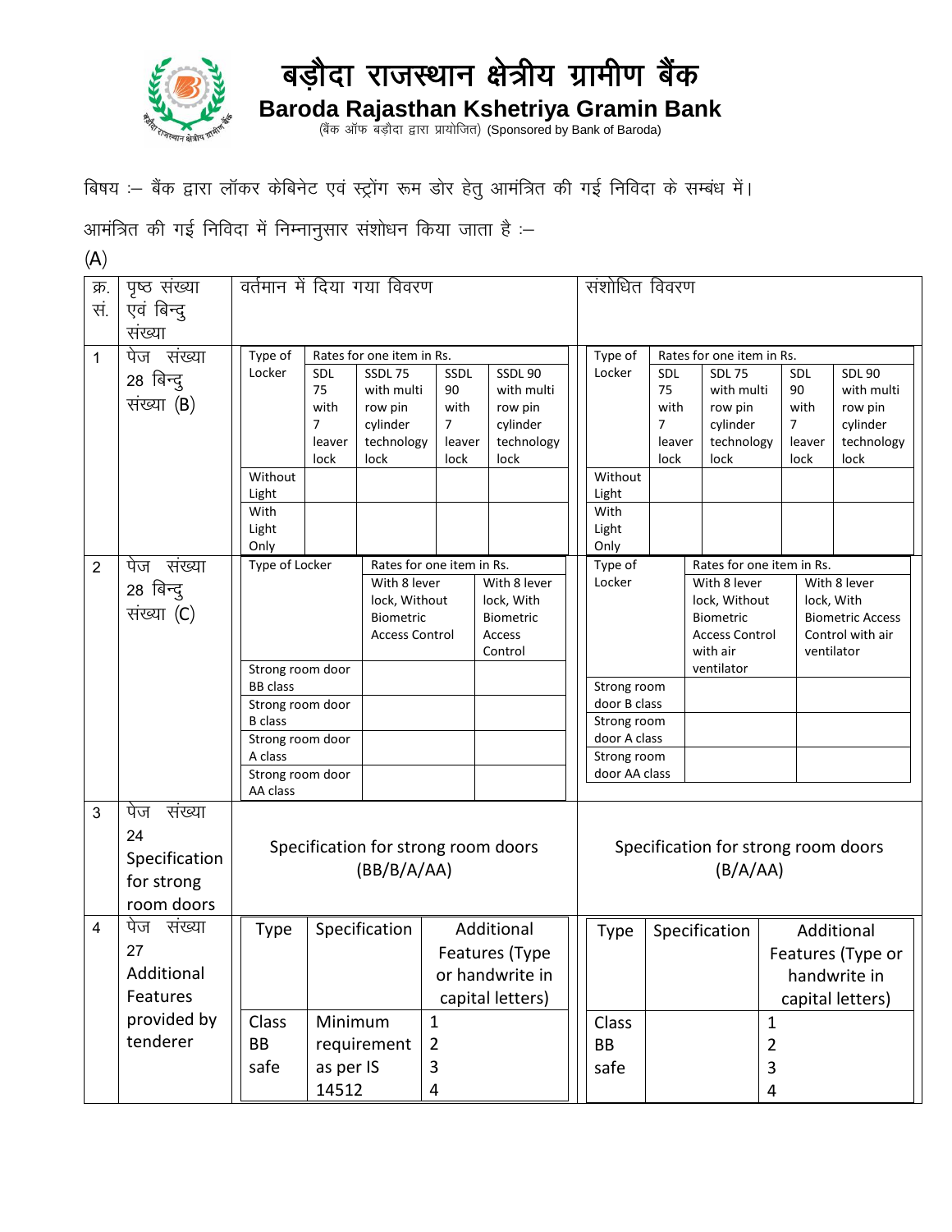# बड़ौदा राजस्थान क्षेत्रीय ग्रामीण बैंक

## Baroda Rajasthan Kshetriya Gramin Bank

(बैंक ऑफ बड़ौदा द्वारा प्रायोजित) (Sponsored by Bank of Baroda)

बिषय :– बैंक द्वारा लॉकर केबिनेट एवं स्ट्रोंग रूम डोर हेतु आमंत्रित की गई निविदा के सम्बंध में।

आमंत्रित की गई निविदा में निम्नानुसार संशोधन किया जाता है :–

(A)

| क्र. सं. | पृष्ठ संख्या एवं बिन्दु संख्या | वर्तमान में दिया गया विवरण | संशोधित विवरण |
|---|---|---|---|
| 1 | पेज संख्या 28 बिन्दु संख्या (B) | Type of Locker / Rates for one item in Rs.: SDL 75 with 7 leaver lock; SSDL 75 with multi row pin cylinder technology lock; SSDL 90 with 7 leaver lock; SSDL 90 with multi row pin cylinder technology lock. Rows: Without Light; With Light Only | Type of Locker / Rates for one item in Rs.: SDL 75 with 7 leaver lock; SDL 75 with multi row pin cylinder technology lock; SDL 90 with 7 leaver lock; SDL 90 with multi row pin cylinder technology lock. Rows: Without Light; With Light Only |
| 2 | पेज संख्या 28 बिन्दु संख्या (C) | Type of Locker / Rates for one item in Rs.: With 8 lever lock, Without Biometric Access Control; With 8 lever lock, With Biometric Access Control. Rows: Strong room door BB class; Strong room door B class; Strong room door A class; Strong room door AA class | Type of Locker / Rates for one item in Rs.: With 8 lever lock, Without Biometric Access Control with air ventilator; With 8 lever lock, With Biometric Access Control with air ventilator. Rows: Strong room door B class; Strong room door A class; Strong room door AA class |
| 3 | पेज संख्या 24 Specification for strong room doors | Specification for strong room doors (BB/B/A/AA) | Specification for strong room doors (B/A/AA) |
| 4 | पेज संख्या 27 Additional Features provided by tenderer | Type: Class BB safe; Specification: Minimum requirement as per IS 14512; Additional Features (Type or handwrite in capital letters): 1, 2, 3, 4 | Type: Class BB safe; Specification: (blank); Additional Features (Type or handwrite in capital letters): 1, 2, 3, 4 |

**1. वर्तमान में दिया गया विवरण (पेज संख्या 28 बिन्दु संख्या (B)):**

| Type of Locker | Rates for one item in Rs. | | | |
|---|---|---|---|---|
| | SDL 75 with 7 leaver lock | SSDL 75 with multi row pin cylinder technology lock | SSDL 90 with 7 leaver lock | SSDL 90 with multi row pin cylinder technology lock |
| Without Light | | | | |
| With Light Only | | | | |

**संशोधित विवरण:**

| Type of Locker | Rates for one item in Rs. | | | |
|---|---|---|---|---|
| | SDL 75 with 7 leaver lock | SDL 75 with multi row pin cylinder technology lock | SDL 90 with 7 leaver lock | SDL 90 with multi row pin cylinder technology lock |
| Without Light | | | | |
| With Light Only | | | | |

**2. वर्तमान में दिया गया विवरण (पेज संख्या 28 बिन्दु संख्या (C)):**

| Type of Locker | Rates for one item in Rs. | |
|---|---|---|
| | With 8 lever lock, Without Biometric Access Control | With 8 lever lock, With Biometric Access Control |
| Strong room door BB class | | |
| Strong room door B class | | |
| Strong room door A class | | |
| Strong room door AA class | | |

**संशोधित विवरण:**

| Type of Locker | Rates for one item in Rs. | |
|---|---|---|
| | With 8 lever lock, Without Biometric Access Control with air ventilator | With 8 lever lock, With Biometric Access Control with air ventilator |
| Strong room door B class | | |
| Strong room door A class | | |
| Strong room door AA class | | |

**4. वर्तमान में दिया गया विवरण (पेज संख्या 27 Additional Features provided by tenderer):**

| Type | Specification | Additional Features (Type or handwrite in capital letters) |
|---|---|---|
| Class BB safe | Minimum requirement as per IS 14512 | 1<br>2<br>3<br>4 |

**संशोधित विवरण:**

| Type | Specification | Additional Features (Type or handwrite in capital letters) |
|---|---|---|
| Class BB safe | | 1<br>2<br>3<br>4 |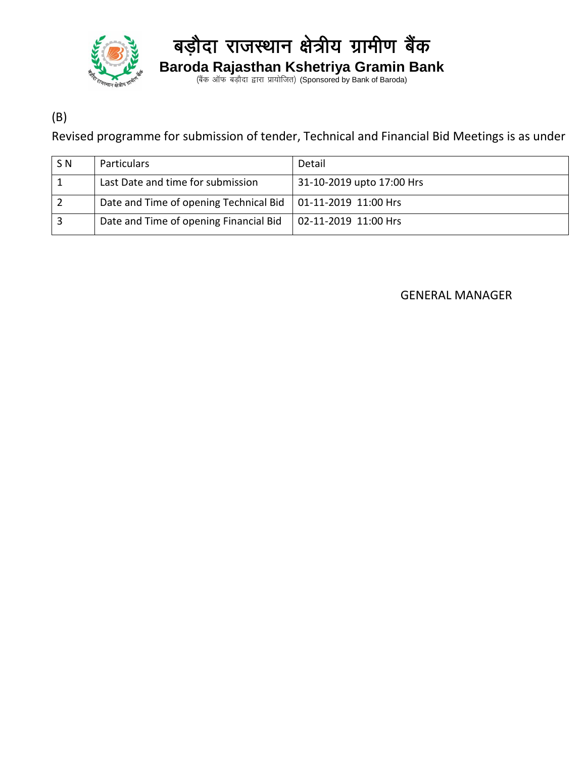# बड़ौदा राजस्थान क्षेत्रीय ग्रामीण बैंक

**Baroda Rajasthan Kshetriya Gramin Bank**

(बैंक ऑफ बड़ौदा द्वारा प्रायोजित) (Sponsored by Bank of Baroda)

(B)

Revised programme for submission of tender, Technical and Financial Bid Meetings is as under

| S N | Particulars | Detail |
|---|---|---|
| 1 | Last Date and time for submission | 31-10-2019 upto 17:00 Hrs |
| 2 | Date and Time of opening Technical Bid | 01-11-2019 11:00 Hrs |
| 3 | Date and Time of opening Financial Bid | 02-11-2019 11:00 Hrs |

GENERAL MANAGER